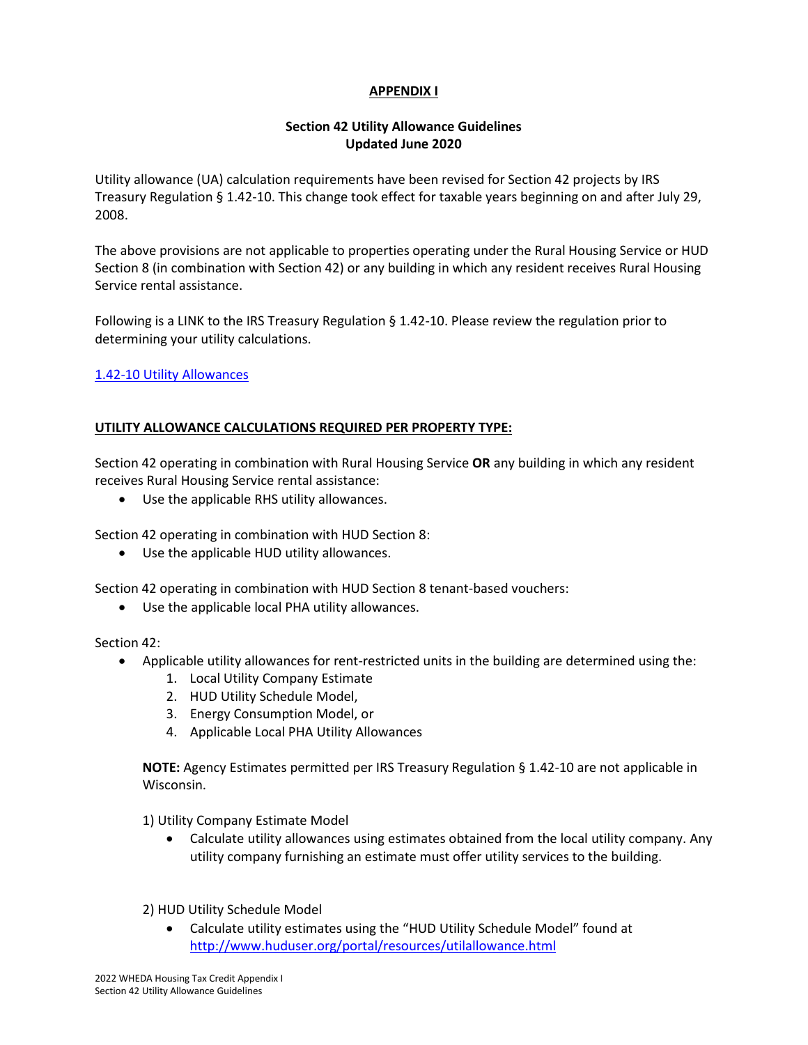**APPENDIX I**

**Section 42 Utility Allowance Guidelines**
**Updated June 2020**

Utility allowance (UA) calculation requirements have been revised for Section 42 projects by IRS Treasury Regulation § 1.42-10. This change took effect for taxable years beginning on and after July 29, 2008.

The above provisions are not applicable to properties operating under the Rural Housing Service or HUD Section 8 (in combination with Section 42) or any building in which any resident receives Rural Housing Service rental assistance.

Following is a LINK to the IRS Treasury Regulation § 1.42-10. Please review the regulation prior to determining your utility calculations.

1.42-10 Utility Allowances

**UTILITY ALLOWANCE CALCULATIONS REQUIRED PER PROPERTY TYPE:**

Section 42 operating in combination with Rural Housing Service **OR** any building in which any resident receives Rural Housing Service rental assistance:

- Use the applicable RHS utility allowances.

Section 42 operating in combination with HUD Section 8:

- Use the applicable HUD utility allowances.

Section 42 operating in combination with HUD Section 8 tenant-based vouchers:

- Use the applicable local PHA utility allowances.

Section 42:

- Applicable utility allowances for rent-restricted units in the building are determined using the:
  1. Local Utility Company Estimate
  2. HUD Utility Schedule Model,
  3. Energy Consumption Model, or
  4. Applicable Local PHA Utility Allowances

  **NOTE:** Agency Estimates permitted per IRS Treasury Regulation § 1.42-10 are not applicable in Wisconsin.

  1) Utility Company Estimate Model
  - Calculate utility allowances using estimates obtained from the local utility company. Any utility company furnishing an estimate must offer utility services to the building.

  2) HUD Utility Schedule Model
  - Calculate utility estimates using the "HUD Utility Schedule Model" found at http://www.huduser.org/portal/resources/utilallowance.html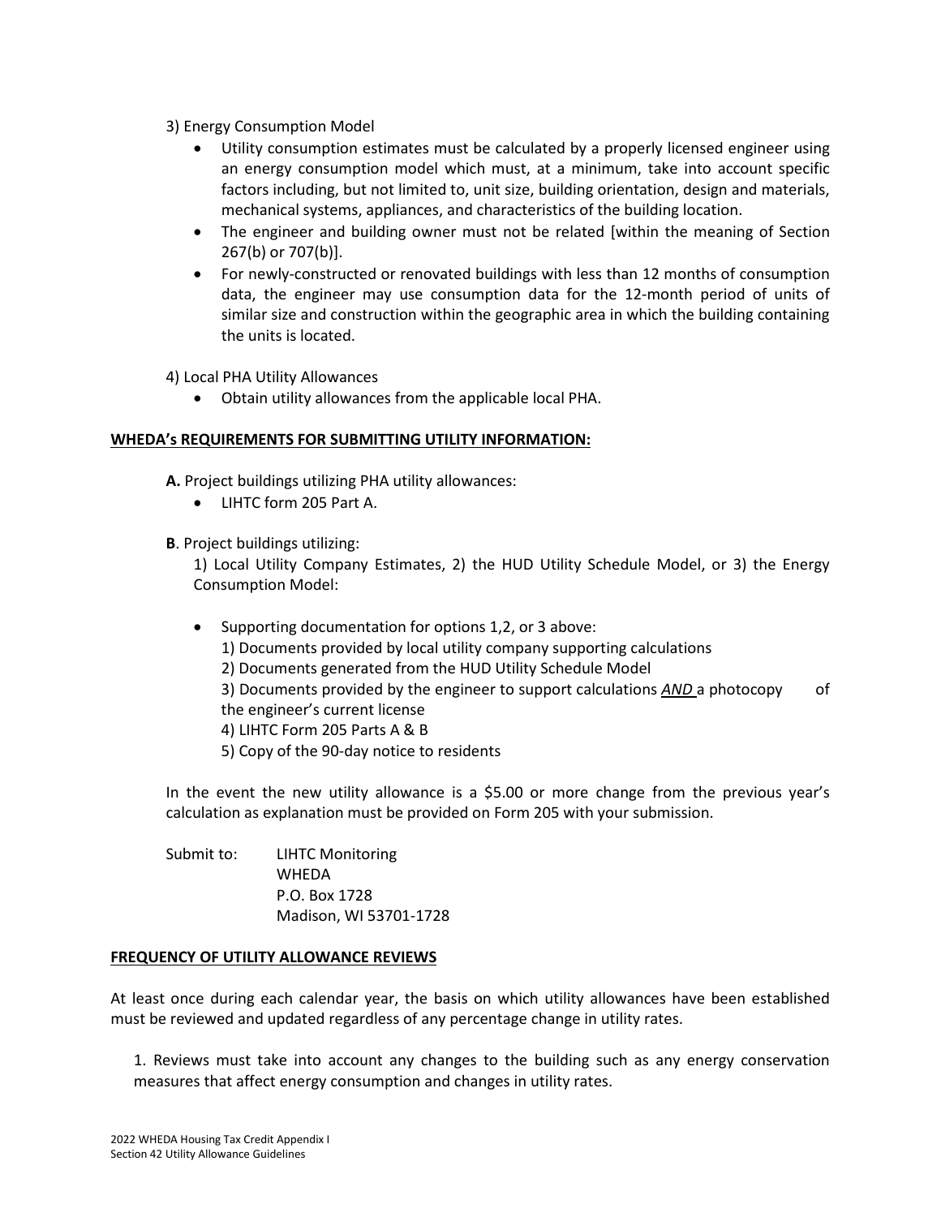3) Energy Consumption Model

- Utility consumption estimates must be calculated by a properly licensed engineer using an energy consumption model which must, at a minimum, take into account specific factors including, but not limited to, unit size, building orientation, design and materials, mechanical systems, appliances, and characteristics of the building location.
- The engineer and building owner must not be related [within the meaning of Section 267(b) or 707(b)].
- For newly-constructed or renovated buildings with less than 12 months of consumption data, the engineer may use consumption data for the 12-month period of units of similar size and construction within the geographic area in which the building containing the units is located.

4) Local PHA Utility Allowances

- Obtain utility allowances from the applicable local PHA.

## WHEDA's REQUIREMENTS FOR SUBMITTING UTILITY INFORMATION:

**A.** Project buildings utilizing PHA utility allowances:

- LIHTC form 205 Part A.

**B**. Project buildings utilizing:

1) Local Utility Company Estimates, 2) the HUD Utility Schedule Model, or 3) the Energy Consumption Model:

- Supporting documentation for options 1,2, or 3 above:
  1) Documents provided by local utility company supporting calculations
  2) Documents generated from the HUD Utility Schedule Model
  3) Documents provided by the engineer to support calculations ***AND*** a photocopy of the engineer's current license
  4) LIHTC Form 205 Parts A & B
  5) Copy of the 90-day notice to residents

In the event the new utility allowance is a $5.00 or more change from the previous year's calculation as explanation must be provided on Form 205 with your submission.

Submit to: LIHTC Monitoring
WHEDA
P.O. Box 1728
Madison, WI 53701-1728

## FREQUENCY OF UTILITY ALLOWANCE REVIEWS

At least once during each calendar year, the basis on which utility allowances have been established must be reviewed and updated regardless of any percentage change in utility rates.

1. Reviews must take into account any changes to the building such as any energy conservation measures that affect energy consumption and changes in utility rates.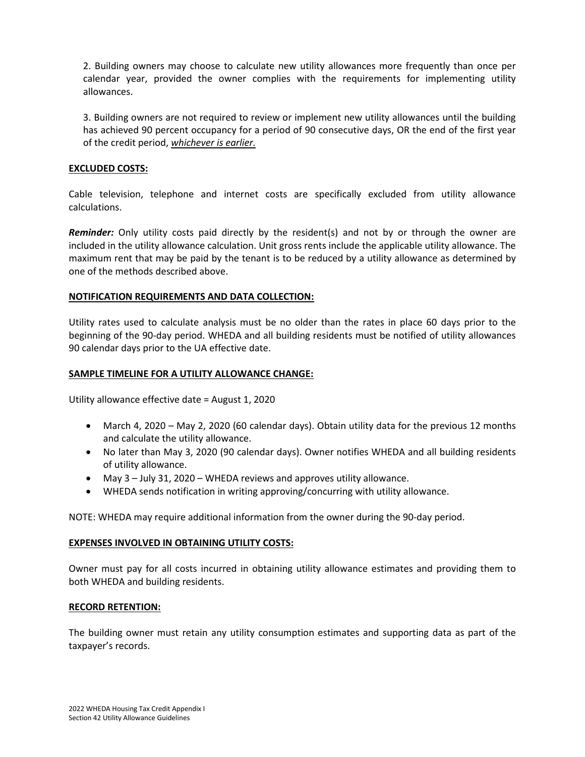2. Building owners may choose to calculate new utility allowances more frequently than once per calendar year, provided the owner complies with the requirements for implementing utility allowances.

3. Building owners are not required to review or implement new utility allowances until the building has achieved 90 percent occupancy for a period of 90 consecutive days, OR the end of the first year of the credit period, *whichever is earlier.*

**EXCLUDED COSTS:**

Cable television, telephone and internet costs are specifically excluded from utility allowance calculations.

***Reminder:*** Only utility costs paid directly by the resident(s) and not by or through the owner are included in the utility allowance calculation. Unit gross rents include the applicable utility allowance. The maximum rent that may be paid by the tenant is to be reduced by a utility allowance as determined by one of the methods described above.

**NOTIFICATION REQUIREMENTS AND DATA COLLECTION:**

Utility rates used to calculate analysis must be no older than the rates in place 60 days prior to the beginning of the 90-day period. WHEDA and all building residents must be notified of utility allowances 90 calendar days prior to the UA effective date.

**SAMPLE TIMELINE FOR A UTILITY ALLOWANCE CHANGE:**

Utility allowance effective date = August 1, 2020

- March 4, 2020 – May 2, 2020 (60 calendar days). Obtain utility data for the previous 12 months and calculate the utility allowance.
- No later than May 3, 2020 (90 calendar days). Owner notifies WHEDA and all building residents of utility allowance.
- May 3 – July 31, 2020 – WHEDA reviews and approves utility allowance.
- WHEDA sends notification in writing approving/concurring with utility allowance.

NOTE: WHEDA may require additional information from the owner during the 90-day period.

**EXPENSES INVOLVED IN OBTAINING UTILITY COSTS:**

Owner must pay for all costs incurred in obtaining utility allowance estimates and providing them to both WHEDA and building residents.

**RECORD RETENTION:**

The building owner must retain any utility consumption estimates and supporting data as part of the taxpayer's records.